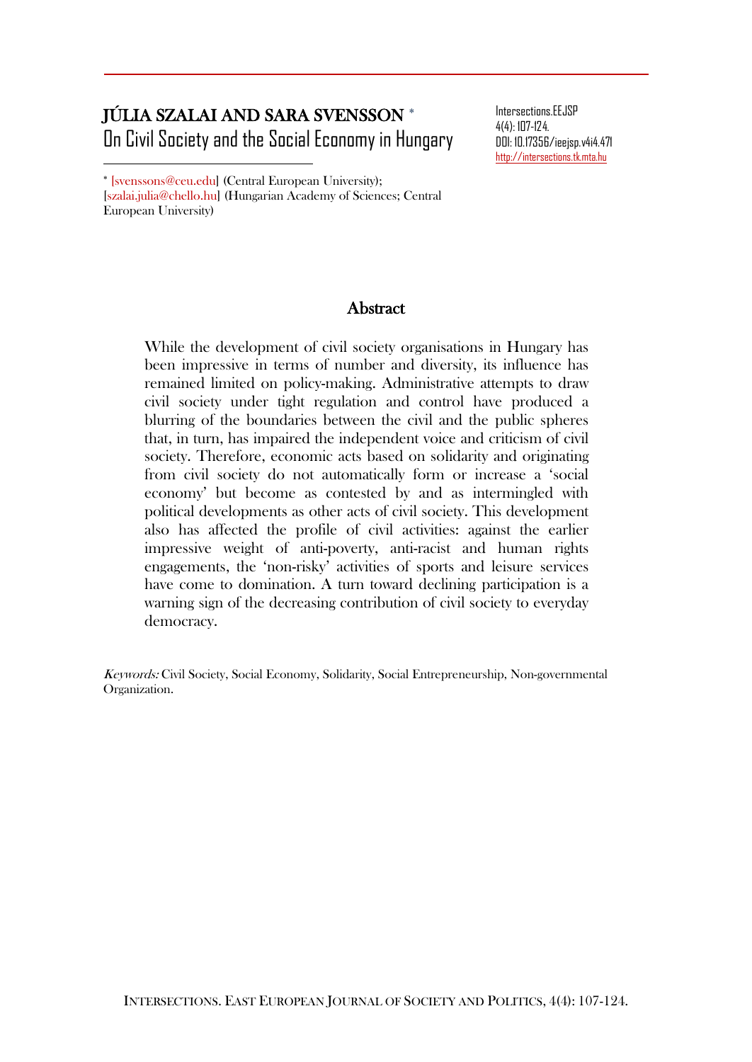# JÚLIA SZALAI AND SARA SVENSSON *

## On Civil Society and the Social Economy in Hungary

Intersections.EEJSP
4(4): 107-124.
DOI: 10.17356/ieejsp.v4i4.471
http://intersections.tk.mta.hu

* [svenssons@ceu.edu] (Central European University); [szalai.julia@chello.hu] (Hungarian Academy of Sciences; Central European University)

### Abstract

While the development of civil society organisations in Hungary has been impressive in terms of number and diversity, its influence has remained limited on policy-making. Administrative attempts to draw civil society under tight regulation and control have produced a blurring of the boundaries between the civil and the public spheres that, in turn, has impaired the independent voice and criticism of civil society. Therefore, economic acts based on solidarity and originating from civil society do not automatically form or increase a 'social economy' but become as contested by and as intermingled with political developments as other acts of civil society. This development also has affected the profile of civil activities: against the earlier impressive weight of anti-poverty, anti-racist and human rights engagements, the 'non-risky' activities of sports and leisure services have come to domination. A turn toward declining participation is a warning sign of the decreasing contribution of civil society to everyday democracy.

*Keywords:* Civil Society, Social Economy, Solidarity, Social Entrepreneurship, Non-governmental Organization.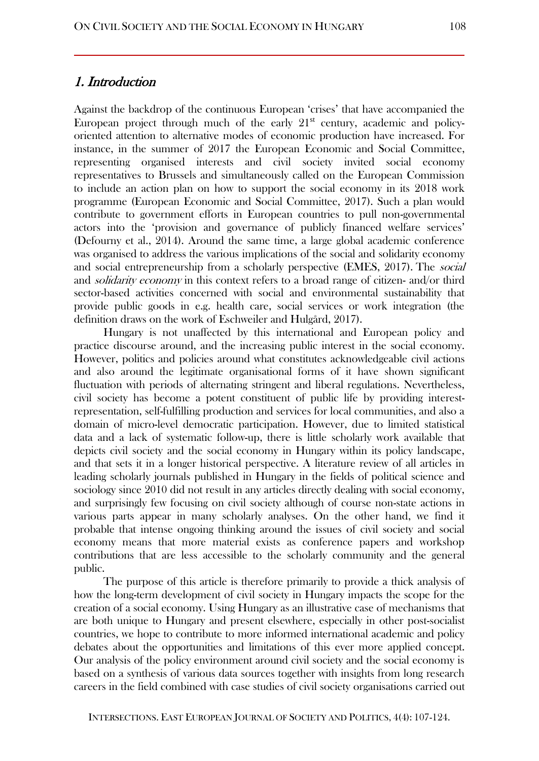## *1. Introduction*

Against the backdrop of the continuous European 'crises' that have accompanied the European project through much of the early 21st century, academic and policy-oriented attention to alternative modes of economic production have increased. For instance, in the summer of 2017 the European Economic and Social Committee, representing organised interests and civil society invited social economy representatives to Brussels and simultaneously called on the European Commission to include an action plan on how to support the social economy in its 2018 work programme (European Economic and Social Committee, 2017). Such a plan would contribute to government efforts in European countries to pull non-governmental actors into the 'provision and governance of publicly financed welfare services' (Defourny et al., 2014). Around the same time, a large global academic conference was organised to address the various implications of the social and solidarity economy and social entrepreneurship from a scholarly perspective (EMES, 2017). The *social* and *solidarity economy* in this context refers to a broad range of citizen- and/or third sector-based activities concerned with social and environmental sustainability that provide public goods in e.g. health care, social services or work integration (the definition draws on the work of Eschweiler and Hulgård, 2017).

Hungary is not unaffected by this international and European policy and practice discourse around, and the increasing public interest in the social economy. However, politics and policies around what constitutes acknowledgeable civil actions and also around the legitimate organisational forms of it have shown significant fluctuation with periods of alternating stringent and liberal regulations. Nevertheless, civil society has become a potent constituent of public life by providing interest-representation, self-fulfilling production and services for local communities, and also a domain of micro-level democratic participation. However, due to limited statistical data and a lack of systematic follow-up, there is little scholarly work available that depicts civil society and the social economy in Hungary within its policy landscape, and that sets it in a longer historical perspective. A literature review of all articles in leading scholarly journals published in Hungary in the fields of political science and sociology since 2010 did not result in any articles directly dealing with social economy, and surprisingly few focusing on civil society although of course non-state actions in various parts appear in many scholarly analyses. On the other hand, we find it probable that intense ongoing thinking around the issues of civil society and social economy means that more material exists as conference papers and workshop contributions that are less accessible to the scholarly community and the general public.

The purpose of this article is therefore primarily to provide a thick analysis of how the long-term development of civil society in Hungary impacts the scope for the creation of a social economy. Using Hungary as an illustrative case of mechanisms that are both unique to Hungary and present elsewhere, especially in other post-socialist countries, we hope to contribute to more informed international academic and policy debates about the opportunities and limitations of this ever more applied concept. Our analysis of the policy environment around civil society and the social economy is based on a synthesis of various data sources together with insights from long research careers in the field combined with case studies of civil society organisations carried out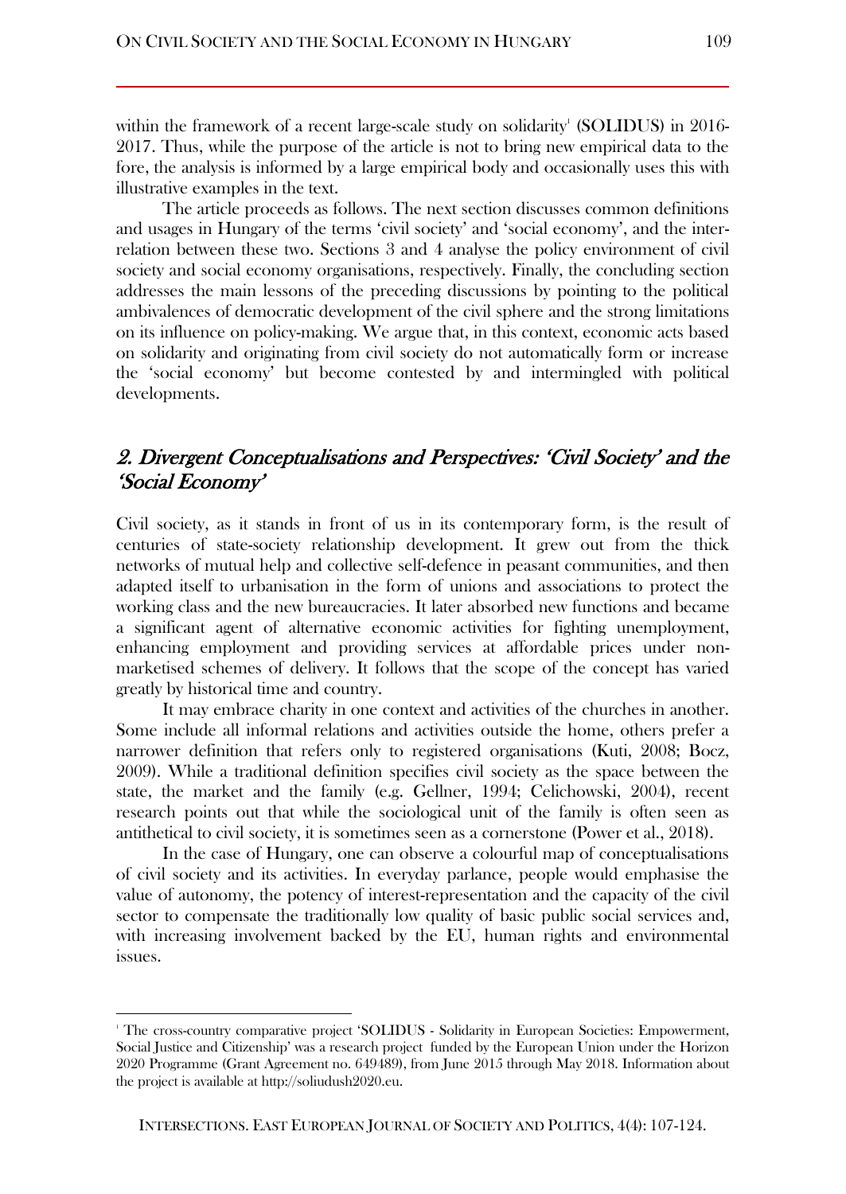within the framework of a recent large-scale study on solidarity[1] (SOLIDUS) in 2016-2017. Thus, while the purpose of the article is not to bring new empirical data to the fore, the analysis is informed by a large empirical body and occasionally uses this with illustrative examples in the text.

The article proceeds as follows. The next section discusses common definitions and usages in Hungary of the terms 'civil society' and 'social economy', and the interrelation between these two. Sections 3 and 4 analyse the policy environment of civil society and social economy organisations, respectively. Finally, the concluding section addresses the main lessons of the preceding discussions by pointing to the political ambivalences of democratic development of the civil sphere and the strong limitations on its influence on policy-making. We argue that, in this context, economic acts based on solidarity and originating from civil society do not automatically form or increase the 'social economy' but become contested by and intermingled with political developments.

## 2. Divergent Conceptualisations and Perspectives: 'Civil Society' and the 'Social Economy'

Civil society, as it stands in front of us in its contemporary form, is the result of centuries of state-society relationship development. It grew out from the thick networks of mutual help and collective self-defence in peasant communities, and then adapted itself to urbanisation in the form of unions and associations to protect the working class and the new bureaucracies. It later absorbed new functions and became a significant agent of alternative economic activities for fighting unemployment, enhancing employment and providing services at affordable prices under non-marketised schemes of delivery. It follows that the scope of the concept has varied greatly by historical time and country.

It may embrace charity in one context and activities of the churches in another. Some include all informal relations and activities outside the home, others prefer a narrower definition that refers only to registered organisations (Kuti, 2008; Bocz, 2009). While a traditional definition specifies civil society as the space between the state, the market and the family (e.g. Gellner, 1994; Celichowski, 2004), recent research points out that while the sociological unit of the family is often seen as antithetical to civil society, it is sometimes seen as a cornerstone (Power et al., 2018).

In the case of Hungary, one can observe a colourful map of conceptualisations of civil society and its activities. In everyday parlance, people would emphasise the value of autonomy, the potency of interest-representation and the capacity of the civil sector to compensate the traditionally low quality of basic public social services and, with increasing involvement backed by the EU, human rights and environmental issues.

[1] The cross-country comparative project 'SOLIDUS - Solidarity in European Societies: Empowerment, Social Justice and Citizenship' was a research project funded by the European Union under the Horizon 2020 Programme (Grant Agreement no. 649489), from June 2015 through May 2018. Information about the project is available at http://soliudush2020.eu.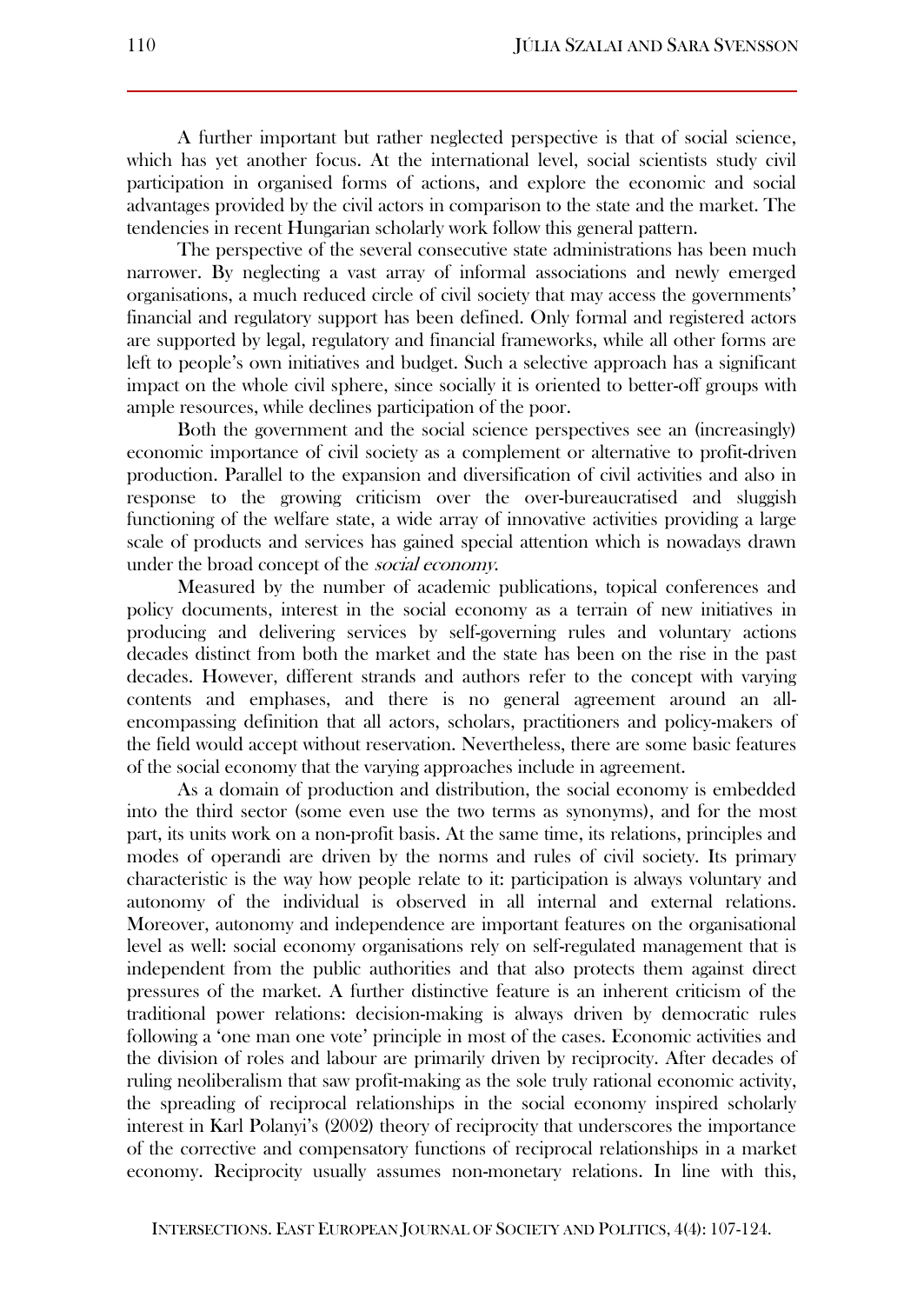A further important but rather neglected perspective is that of social science, which has yet another focus. At the international level, social scientists study civil participation in organised forms of actions, and explore the economic and social advantages provided by the civil actors in comparison to the state and the market. The tendencies in recent Hungarian scholarly work follow this general pattern.

The perspective of the several consecutive state administrations has been much narrower. By neglecting a vast array of informal associations and newly emerged organisations, a much reduced circle of civil society that may access the governments' financial and regulatory support has been defined. Only formal and registered actors are supported by legal, regulatory and financial frameworks, while all other forms are left to people's own initiatives and budget. Such a selective approach has a significant impact on the whole civil sphere, since socially it is oriented to better-off groups with ample resources, while declines participation of the poor.

Both the government and the social science perspectives see an (increasingly) economic importance of civil society as a complement or alternative to profit-driven production. Parallel to the expansion and diversification of civil activities and also in response to the growing criticism over the over-bureaucratised and sluggish functioning of the welfare state, a wide array of innovative activities providing a large scale of products and services has gained special attention which is nowadays drawn under the broad concept of the *social economy*.

Measured by the number of academic publications, topical conferences and policy documents, interest in the social economy as a terrain of new initiatives in producing and delivering services by self-governing rules and voluntary actions decades distinct from both the market and the state has been on the rise in the past decades. However, different strands and authors refer to the concept with varying contents and emphases, and there is no general agreement around an all-encompassing definition that all actors, scholars, practitioners and policy-makers of the field would accept without reservation. Nevertheless, there are some basic features of the social economy that the varying approaches include in agreement.

As a domain of production and distribution, the social economy is embedded into the third sector (some even use the two terms as synonyms), and for the most part, its units work on a non-profit basis. At the same time, its relations, principles and modes of operandi are driven by the norms and rules of civil society. Its primary characteristic is the way how people relate to it: participation is always voluntary and autonomy of the individual is observed in all internal and external relations. Moreover, autonomy and independence are important features on the organisational level as well: social economy organisations rely on self-regulated management that is independent from the public authorities and that also protects them against direct pressures of the market. A further distinctive feature is an inherent criticism of the traditional power relations: decision-making is always driven by democratic rules following a 'one man one vote' principle in most of the cases. Economic activities and the division of roles and labour are primarily driven by reciprocity. After decades of ruling neoliberalism that saw profit-making as the sole truly rational economic activity, the spreading of reciprocal relationships in the social economy inspired scholarly interest in Karl Polanyi's (2002) theory of reciprocity that underscores the importance of the corrective and compensatory functions of reciprocal relationships in a market economy. Reciprocity usually assumes non-monetary relations. In line with this,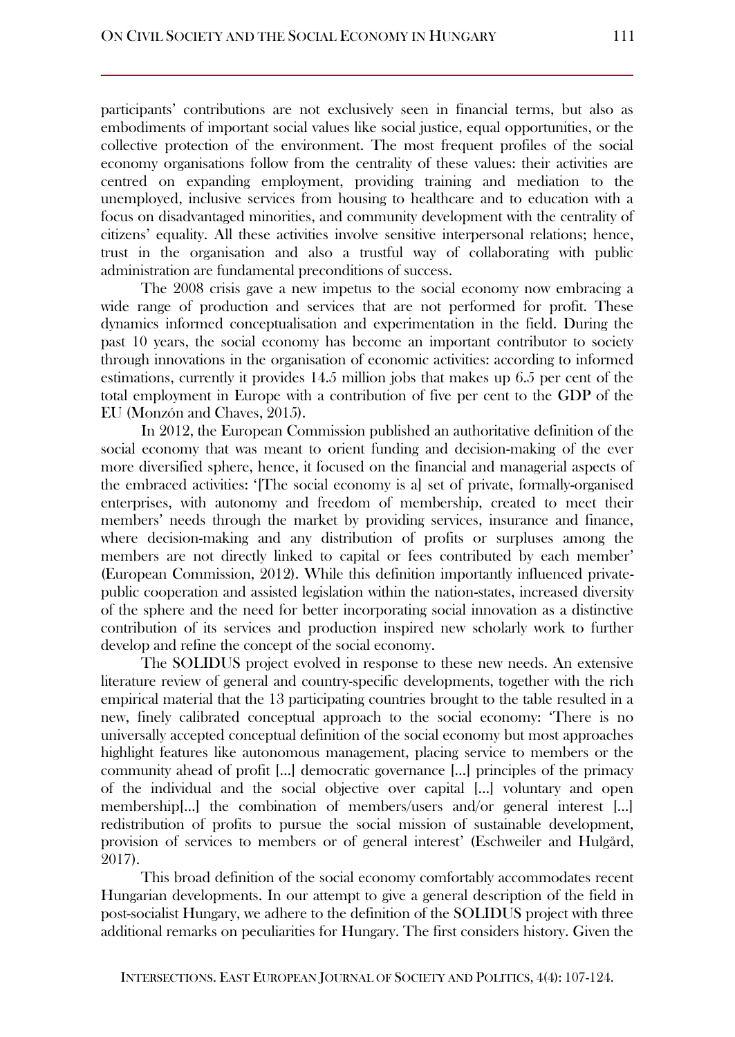participants' contributions are not exclusively seen in financial terms, but also as embodiments of important social values like social justice, equal opportunities, or the collective protection of the environment. The most frequent profiles of the social economy organisations follow from the centrality of these values: their activities are centred on expanding employment, providing training and mediation to the unemployed, inclusive services from housing to healthcare and to education with a focus on disadvantaged minorities, and community development with the centrality of citizens' equality. All these activities involve sensitive interpersonal relations; hence, trust in the organisation and also a trustful way of collaborating with public administration are fundamental preconditions of success.

The 2008 crisis gave a new impetus to the social economy now embracing a wide range of production and services that are not performed for profit. These dynamics informed conceptualisation and experimentation in the field. During the past 10 years, the social economy has become an important contributor to society through innovations in the organisation of economic activities: according to informed estimations, currently it provides 14.5 million jobs that makes up 6.5 per cent of the total employment in Europe with a contribution of five per cent to the GDP of the EU (Monzón and Chaves, 2015).

In 2012, the European Commission published an authoritative definition of the social economy that was meant to orient funding and decision-making of the ever more diversified sphere, hence, it focused on the financial and managerial aspects of the embraced activities: '[The social economy is a] set of private, formally-organised enterprises, with autonomy and freedom of membership, created to meet their members' needs through the market by providing services, insurance and finance, where decision-making and any distribution of profits or surpluses among the members are not directly linked to capital or fees contributed by each member' (European Commission, 2012). While this definition importantly influenced private-public cooperation and assisted legislation within the nation-states, increased diversity of the sphere and the need for better incorporating social innovation as a distinctive contribution of its services and production inspired new scholarly work to further develop and refine the concept of the social economy.

The SOLIDUS project evolved in response to these new needs. An extensive literature review of general and country-specific developments, together with the rich empirical material that the 13 participating countries brought to the table resulted in a new, finely calibrated conceptual approach to the social economy: 'There is no universally accepted conceptual definition of the social economy but most approaches highlight features like autonomous management, placing service to members or the community ahead of profit [...] democratic governance [...] principles of the primacy of the individual and the social objective over capital [...] voluntary and open membership[...] the combination of members/users and/or general interest [...] redistribution of profits to pursue the social mission of sustainable development, provision of services to members or of general interest' (Eschweiler and Hulgård, 2017).

This broad definition of the social economy comfortably accommodates recent Hungarian developments. In our attempt to give a general description of the field in post-socialist Hungary, we adhere to the definition of the SOLIDUS project with three additional remarks on peculiarities for Hungary. The first considers history. Given the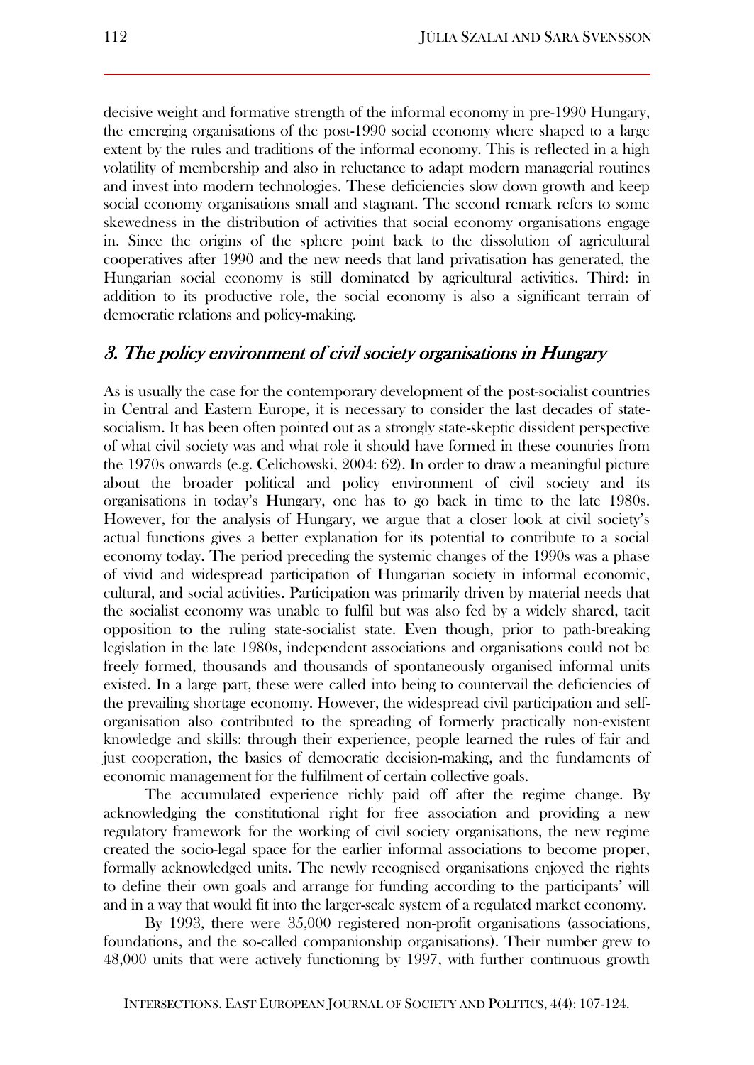decisive weight and formative strength of the informal economy in pre-1990 Hungary, the emerging organisations of the post-1990 social economy where shaped to a large extent by the rules and traditions of the informal economy. This is reflected in a high volatility of membership and also in reluctance to adapt modern managerial routines and invest into modern technologies. These deficiencies slow down growth and keep social economy organisations small and stagnant. The second remark refers to some skewedness in the distribution of activities that social economy organisations engage in. Since the origins of the sphere point back to the dissolution of agricultural cooperatives after 1990 and the new needs that land privatisation has generated, the Hungarian social economy is still dominated by agricultural activities. Third: in addition to its productive role, the social economy is also a significant terrain of democratic relations and policy-making.

## *3. The policy environment of civil society organisations in Hungary*

As is usually the case for the contemporary development of the post-socialist countries in Central and Eastern Europe, it is necessary to consider the last decades of state-socialism. It has been often pointed out as a strongly state-skeptic dissident perspective of what civil society was and what role it should have formed in these countries from the 1970s onwards (e.g. Celichowski, 2004: 62). In order to draw a meaningful picture about the broader political and policy environment of civil society and its organisations in today's Hungary, one has to go back in time to the late 1980s. However, for the analysis of Hungary, we argue that a closer look at civil society's actual functions gives a better explanation for its potential to contribute to a social economy today. The period preceding the systemic changes of the 1990s was a phase of vivid and widespread participation of Hungarian society in informal economic, cultural, and social activities. Participation was primarily driven by material needs that the socialist economy was unable to fulfil but was also fed by a widely shared, tacit opposition to the ruling state-socialist state. Even though, prior to path-breaking legislation in the late 1980s, independent associations and organisations could not be freely formed, thousands and thousands of spontaneously organised informal units existed. In a large part, these were called into being to countervail the deficiencies of the prevailing shortage economy. However, the widespread civil participation and self-organisation also contributed to the spreading of formerly practically non-existent knowledge and skills: through their experience, people learned the rules of fair and just cooperation, the basics of democratic decision-making, and the fundaments of economic management for the fulfilment of certain collective goals.

The accumulated experience richly paid off after the regime change. By acknowledging the constitutional right for free association and providing a new regulatory framework for the working of civil society organisations, the new regime created the socio-legal space for the earlier informal associations to become proper, formally acknowledged units. The newly recognised organisations enjoyed the rights to define their own goals and arrange for funding according to the participants' will and in a way that would fit into the larger-scale system of a regulated market economy.

By 1993, there were 35,000 registered non-profit organisations (associations, foundations, and the so-called companionship organisations). Their number grew to 48,000 units that were actively functioning by 1997, with further continuous growth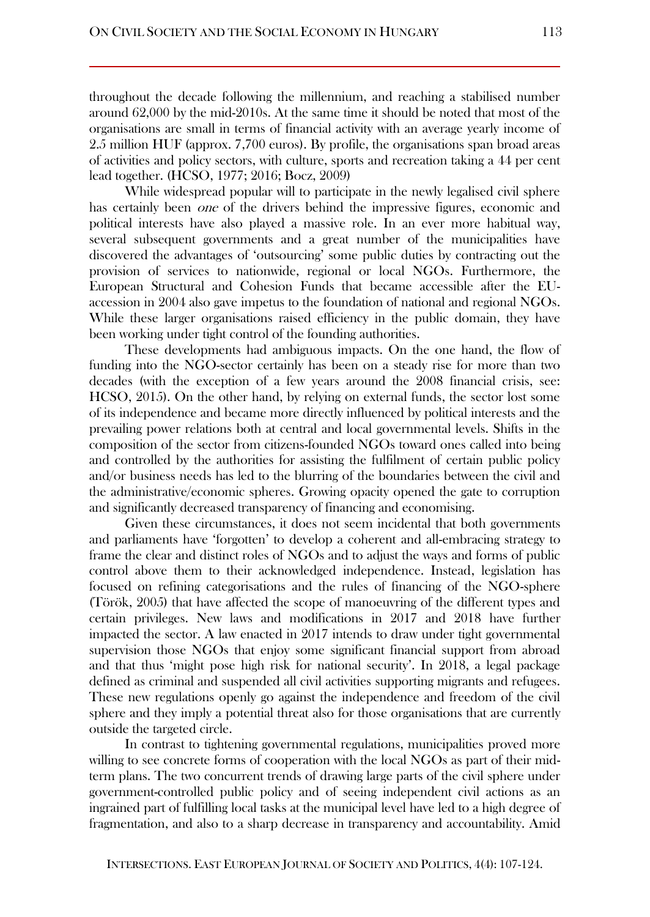throughout the decade following the millennium, and reaching a stabilised number around 62,000 by the mid-2010s. At the same time it should be noted that most of the organisations are small in terms of financial activity with an average yearly income of 2.5 million HUF (approx. 7,700 euros). By profile, the organisations span broad areas of activities and policy sectors, with culture, sports and recreation taking a 44 per cent lead together. (HCSO, 1977; 2016; Bocz, 2009)

While widespread popular will to participate in the newly legalised civil sphere has certainly been *one* of the drivers behind the impressive figures, economic and political interests have also played a massive role. In an ever more habitual way, several subsequent governments and a great number of the municipalities have discovered the advantages of 'outsourcing' some public duties by contracting out the provision of services to nationwide, regional or local NGOs. Furthermore, the European Structural and Cohesion Funds that became accessible after the EU-accession in 2004 also gave impetus to the foundation of national and regional NGOs. While these larger organisations raised efficiency in the public domain, they have been working under tight control of the founding authorities.

These developments had ambiguous impacts. On the one hand, the flow of funding into the NGO-sector certainly has been on a steady rise for more than two decades (with the exception of a few years around the 2008 financial crisis, see: HCSO, 2015). On the other hand, by relying on external funds, the sector lost some of its independence and became more directly influenced by political interests and the prevailing power relations both at central and local governmental levels. Shifts in the composition of the sector from citizens-founded NGOs toward ones called into being and controlled by the authorities for assisting the fulfilment of certain public policy and/or business needs has led to the blurring of the boundaries between the civil and the administrative/economic spheres. Growing opacity opened the gate to corruption and significantly decreased transparency of financing and economising.

Given these circumstances, it does not seem incidental that both governments and parliaments have 'forgotten' to develop a coherent and all-embracing strategy to frame the clear and distinct roles of NGOs and to adjust the ways and forms of public control above them to their acknowledged independence. Instead, legislation has focused on refining categorisations and the rules of financing of the NGO-sphere (Török, 2005) that have affected the scope of manoeuvring of the different types and certain privileges. New laws and modifications in 2017 and 2018 have further impacted the sector. A law enacted in 2017 intends to draw under tight governmental supervision those NGOs that enjoy some significant financial support from abroad and that thus 'might pose high risk for national security'. In 2018, a legal package defined as criminal and suspended all civil activities supporting migrants and refugees. These new regulations openly go against the independence and freedom of the civil sphere and they imply a potential threat also for those organisations that are currently outside the targeted circle.

In contrast to tightening governmental regulations, municipalities proved more willing to see concrete forms of cooperation with the local NGOs as part of their mid-term plans. The two concurrent trends of drawing large parts of the civil sphere under government-controlled public policy and of seeing independent civil actions as an ingrained part of fulfilling local tasks at the municipal level have led to a high degree of fragmentation, and also to a sharp decrease in transparency and accountability. Amid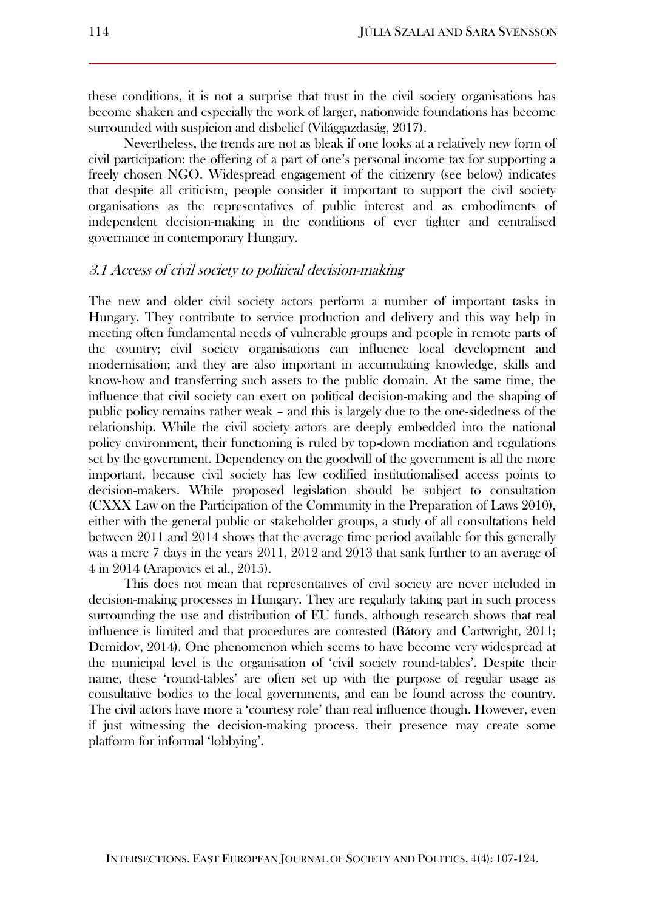these conditions, it is not a surprise that trust in the civil society organisations has become shaken and especially the work of larger, nationwide foundations has become surrounded with suspicion and disbelief (Világgazdaság, 2017).

Nevertheless, the trends are not as bleak if one looks at a relatively new form of civil participation: the offering of a part of one's personal income tax for supporting a freely chosen NGO. Widespread engagement of the citizenry (see below) indicates that despite all criticism, people consider it important to support the civil society organisations as the representatives of public interest and as embodiments of independent decision-making in the conditions of ever tighter and centralised governance in contemporary Hungary.

### *3.1 Access of civil society to political decision-making*

The new and older civil society actors perform a number of important tasks in Hungary. They contribute to service production and delivery and this way help in meeting often fundamental needs of vulnerable groups and people in remote parts of the country; civil society organisations can influence local development and modernisation; and they are also important in accumulating knowledge, skills and know-how and transferring such assets to the public domain. At the same time, the influence that civil society can exert on political decision-making and the shaping of public policy remains rather weak – and this is largely due to the one-sidedness of the relationship. While the civil society actors are deeply embedded into the national policy environment, their functioning is ruled by top-down mediation and regulations set by the government. Dependency on the goodwill of the government is all the more important, because civil society has few codified institutionalised access points to decision-makers. While proposed legislation should be subject to consultation (CXXX Law on the Participation of the Community in the Preparation of Laws 2010), either with the general public or stakeholder groups, a study of all consultations held between 2011 and 2014 shows that the average time period available for this generally was a mere 7 days in the years 2011, 2012 and 2013 that sank further to an average of 4 in 2014 (Arapovics et al., 2015).

This does not mean that representatives of civil society are never included in decision-making processes in Hungary. They are regularly taking part in such process surrounding the use and distribution of EU funds, although research shows that real influence is limited and that procedures are contested (Bátory and Cartwright, 2011; Demidov, 2014). One phenomenon which seems to have become very widespread at the municipal level is the organisation of 'civil society round-tables'. Despite their name, these 'round-tables' are often set up with the purpose of regular usage as consultative bodies to the local governments, and can be found across the country. The civil actors have more a 'courtesy role' than real influence though. However, even if just witnessing the decision-making process, their presence may create some platform for informal 'lobbying'.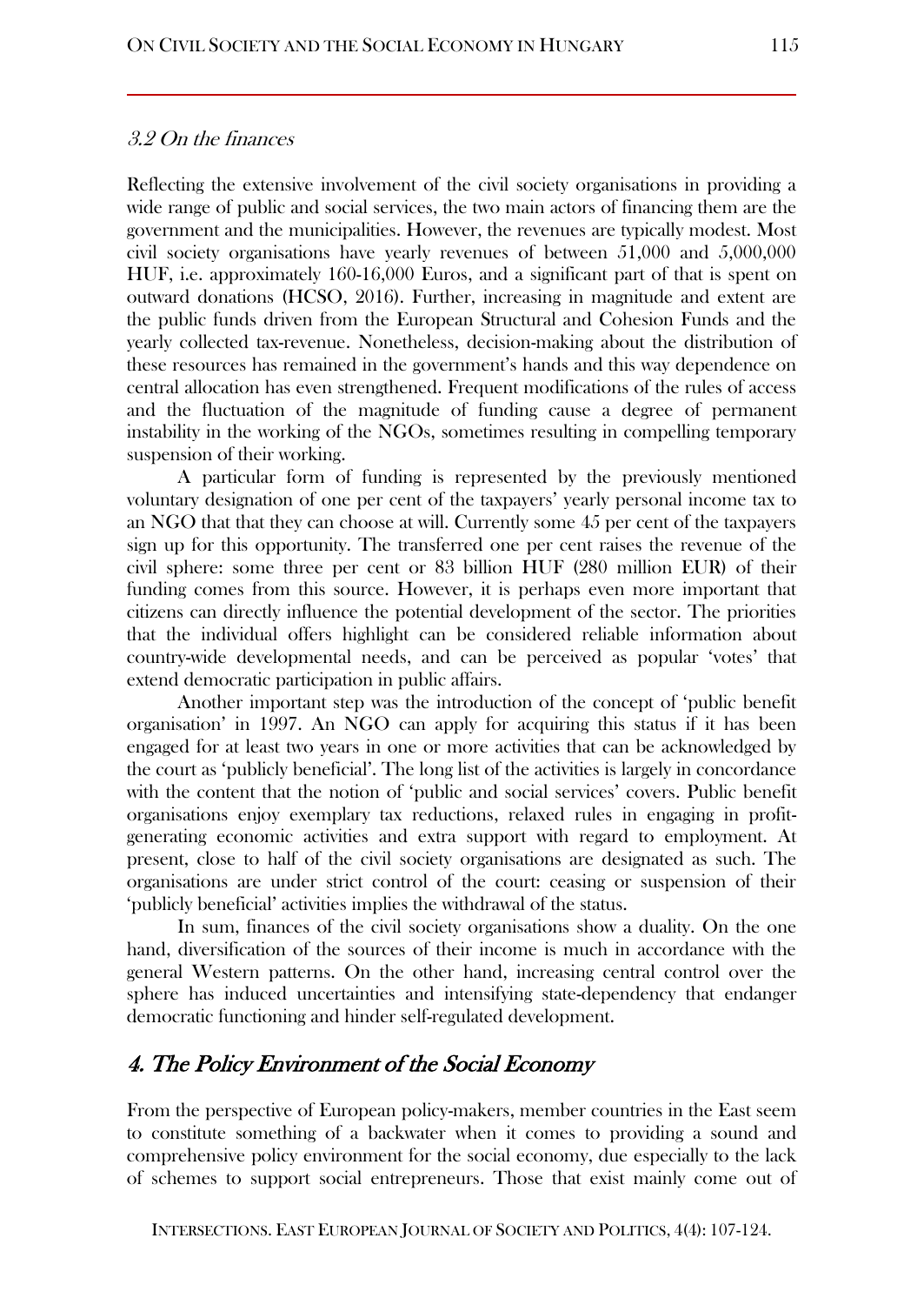### *3.2 On the finances*

Reflecting the extensive involvement of the civil society organisations in providing a wide range of public and social services, the two main actors of financing them are the government and the municipalities. However, the revenues are typically modest. Most civil society organisations have yearly revenues of between 51,000 and 5,000,000 HUF, i.e. approximately 160-16,000 Euros, and a significant part of that is spent on outward donations (HCSO, 2016). Further, increasing in magnitude and extent are the public funds driven from the European Structural and Cohesion Funds and the yearly collected tax-revenue. Nonetheless, decision-making about the distribution of these resources has remained in the government's hands and this way dependence on central allocation has even strengthened. Frequent modifications of the rules of access and the fluctuation of the magnitude of funding cause a degree of permanent instability in the working of the NGOs, sometimes resulting in compelling temporary suspension of their working.

A particular form of funding is represented by the previously mentioned voluntary designation of one per cent of the taxpayers' yearly personal income tax to an NGO that that they can choose at will. Currently some 45 per cent of the taxpayers sign up for this opportunity. The transferred one per cent raises the revenue of the civil sphere: some three per cent or 83 billion HUF (280 million EUR) of their funding comes from this source. However, it is perhaps even more important that citizens can directly influence the potential development of the sector. The priorities that the individual offers highlight can be considered reliable information about country-wide developmental needs, and can be perceived as popular 'votes' that extend democratic participation in public affairs.

Another important step was the introduction of the concept of 'public benefit organisation' in 1997. An NGO can apply for acquiring this status if it has been engaged for at least two years in one or more activities that can be acknowledged by the court as 'publicly beneficial'. The long list of the activities is largely in concordance with the content that the notion of 'public and social services' covers. Public benefit organisations enjoy exemplary tax reductions, relaxed rules in engaging in profit-generating economic activities and extra support with regard to employment. At present, close to half of the civil society organisations are designated as such. The organisations are under strict control of the court: ceasing or suspension of their 'publicly beneficial' activities implies the withdrawal of the status.

In sum, finances of the civil society organisations show a duality. On the one hand, diversification of the sources of their income is much in accordance with the general Western patterns. On the other hand, increasing central control over the sphere has induced uncertainties and intensifying state-dependency that endanger democratic functioning and hinder self-regulated development.

## *4. The Policy Environment of the Social Economy*

From the perspective of European policy-makers, member countries in the East seem to constitute something of a backwater when it comes to providing a sound and comprehensive policy environment for the social economy, due especially to the lack of schemes to support social entrepreneurs. Those that exist mainly come out of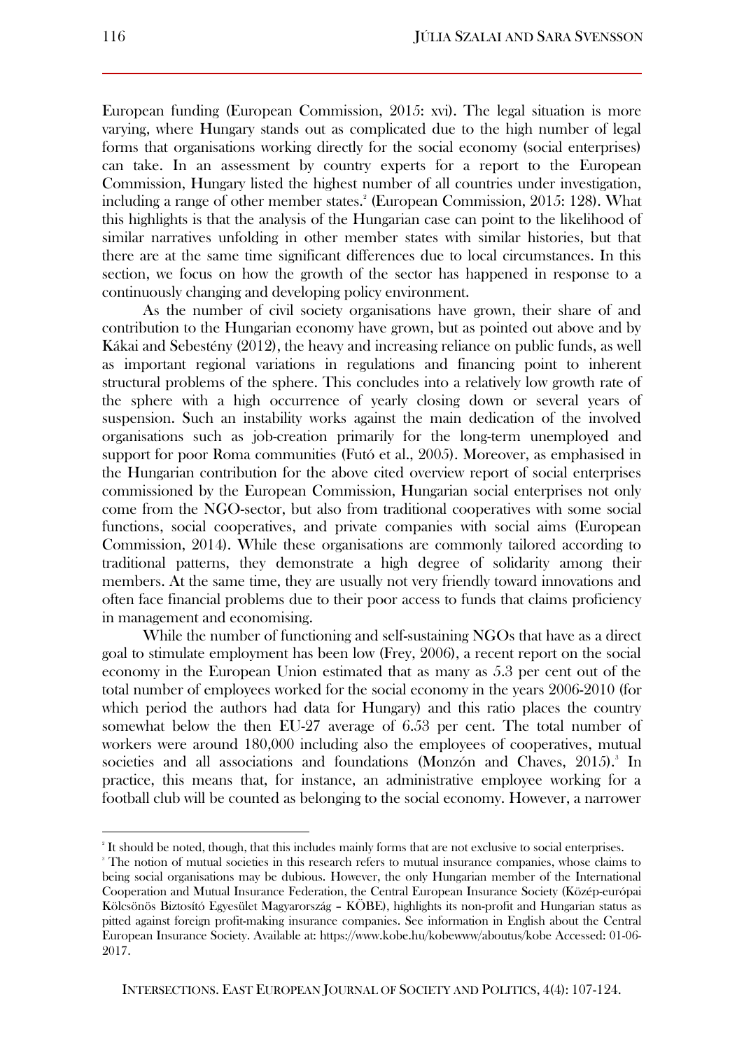European funding (European Commission, 2015: xvi). The legal situation is more varying, where Hungary stands out as complicated due to the high number of legal forms that organisations working directly for the social economy (social enterprises) can take. In an assessment by country experts for a report to the European Commission, Hungary listed the highest number of all countries under investigation, including a range of other member states.[2] (European Commission, 2015: 128). What this highlights is that the analysis of the Hungarian case can point to the likelihood of similar narratives unfolding in other member states with similar histories, but that there are at the same time significant differences due to local circumstances. In this section, we focus on how the growth of the sector has happened in response to a continuously changing and developing policy environment.

As the number of civil society organisations have grown, their share of and contribution to the Hungarian economy have grown, but as pointed out above and by Kákai and Sebestény (2012), the heavy and increasing reliance on public funds, as well as important regional variations in regulations and financing point to inherent structural problems of the sphere. This concludes into a relatively low growth rate of the sphere with a high occurrence of yearly closing down or several years of suspension. Such an instability works against the main dedication of the involved organisations such as job-creation primarily for the long-term unemployed and support for poor Roma communities (Futó et al., 2005). Moreover, as emphasised in the Hungarian contribution for the above cited overview report of social enterprises commissioned by the European Commission, Hungarian social enterprises not only come from the NGO-sector, but also from traditional cooperatives with some social functions, social cooperatives, and private companies with social aims (European Commission, 2014). While these organisations are commonly tailored according to traditional patterns, they demonstrate a high degree of solidarity among their members. At the same time, they are usually not very friendly toward innovations and often face financial problems due to their poor access to funds that claims proficiency in management and economising.

While the number of functioning and self-sustaining NGOs that have as a direct goal to stimulate employment has been low (Frey, 2006), a recent report on the social economy in the European Union estimated that as many as 5.3 per cent out of the total number of employees worked for the social economy in the years 2006-2010 (for which period the authors had data for Hungary) and this ratio places the country somewhat below the then EU-27 average of 6.53 per cent. The total number of workers were around 180,000 including also the employees of cooperatives, mutual societies and all associations and foundations (Monzón and Chaves, 2015).[3] In practice, this means that, for instance, an administrative employee working for a football club will be counted as belonging to the social economy. However, a narrower

---

[2] It should be noted, though, that this includes mainly forms that are not exclusive to social enterprises.

[3] The notion of mutual societies in this research refers to mutual insurance companies, whose claims to being social organisations may be dubious. However, the only Hungarian member of the International Cooperation and Mutual Insurance Federation, the Central European Insurance Society (Közép-európai Kölcsönös Biztosító Egyesület Magyarország – KÖBE), highlights its non-profit and Hungarian status as pitted against foreign profit-making insurance companies. See information in English about the Central European Insurance Society. Available at: https://www.kobe.hu/kobewww/aboutus/kobe Accessed: 01-06-2017.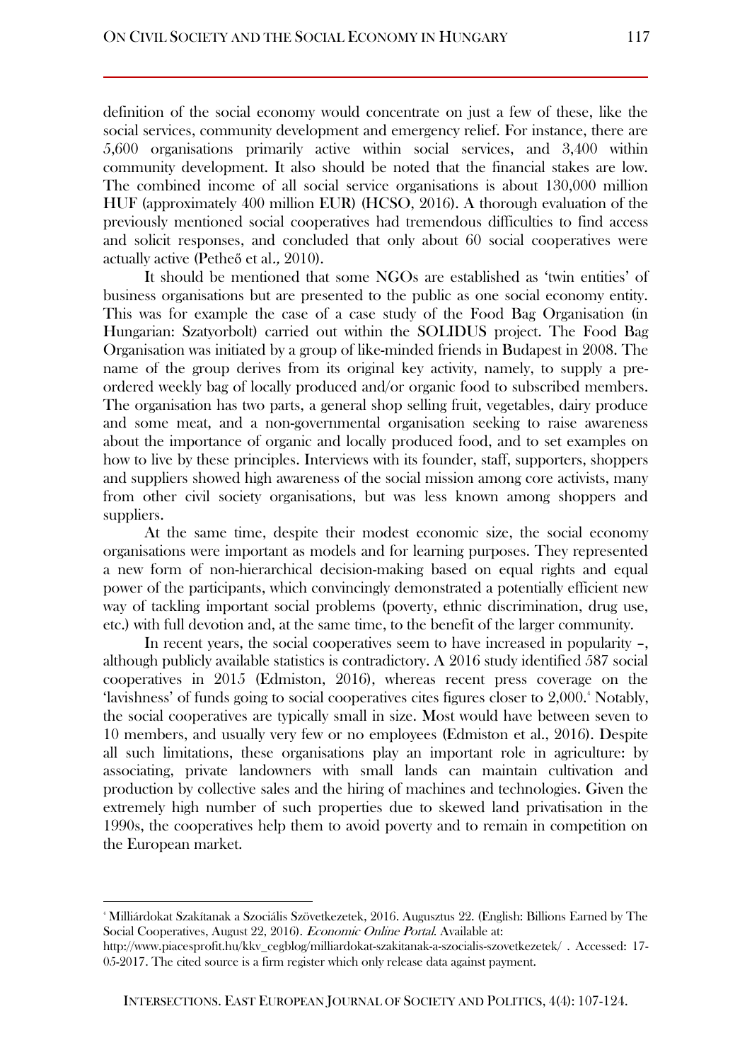definition of the social economy would concentrate on just a few of these, like the social services, community development and emergency relief. For instance, there are 5,600 organisations primarily active within social services, and 3,400 within community development. It also should be noted that the financial stakes are low. The combined income of all social service organisations is about 130,000 million HUF (approximately 400 million EUR) (HCSO, 2016). A thorough evaluation of the previously mentioned social cooperatives had tremendous difficulties to find access and solicit responses, and concluded that only about 60 social cooperatives were actually active (Petheő et al., 2010).

It should be mentioned that some NGOs are established as 'twin entities' of business organisations but are presented to the public as one social economy entity. This was for example the case of a case study of the Food Bag Organisation (in Hungarian: Szatyorbolt) carried out within the SOLIDUS project. The Food Bag Organisation was initiated by a group of like-minded friends in Budapest in 2008. The name of the group derives from its original key activity, namely, to supply a pre-ordered weekly bag of locally produced and/or organic food to subscribed members. The organisation has two parts, a general shop selling fruit, vegetables, dairy produce and some meat, and a non-governmental organisation seeking to raise awareness about the importance of organic and locally produced food, and to set examples on how to live by these principles. Interviews with its founder, staff, supporters, shoppers and suppliers showed high awareness of the social mission among core activists, many from other civil society organisations, but was less known among shoppers and suppliers.

At the same time, despite their modest economic size, the social economy organisations were important as models and for learning purposes. They represented a new form of non-hierarchical decision-making based on equal rights and equal power of the participants, which convincingly demonstrated a potentially efficient new way of tackling important social problems (poverty, ethnic discrimination, drug use, etc.) with full devotion and, at the same time, to the benefit of the larger community.

In recent years, the social cooperatives seem to have increased in popularity –, although publicly available statistics is contradictory. A 2016 study identified 587 social cooperatives in 2015 (Edmiston, 2016), whereas recent press coverage on the 'lavishness' of funds going to social cooperatives cites figures closer to 2,000.[4] Notably, the social cooperatives are typically small in size. Most would have between seven to 10 members, and usually very few or no employees (Edmiston et al., 2016). Despite all such limitations, these organisations play an important role in agriculture: by associating, private landowners with small lands can maintain cultivation and production by collective sales and the hiring of machines and technologies. Given the extremely high number of such properties due to skewed land privatisation in the 1990s, the cooperatives help them to avoid poverty and to remain in competition on the European market.

---

[4] Milliárdokat Szakítanak a Szociális Szövetkezetek, 2016. Augusztus 22. (English: Billions Earned by The Social Cooperatives, August 22, 2016). *Economic Online Portal*. Available at: http://www.piacesprofit.hu/kkv_cegblog/milliardokat-szakitanak-a-szocialis-szovetkezetek/ . Accessed: 17-05-2017. The cited source is a firm register which only release data against payment.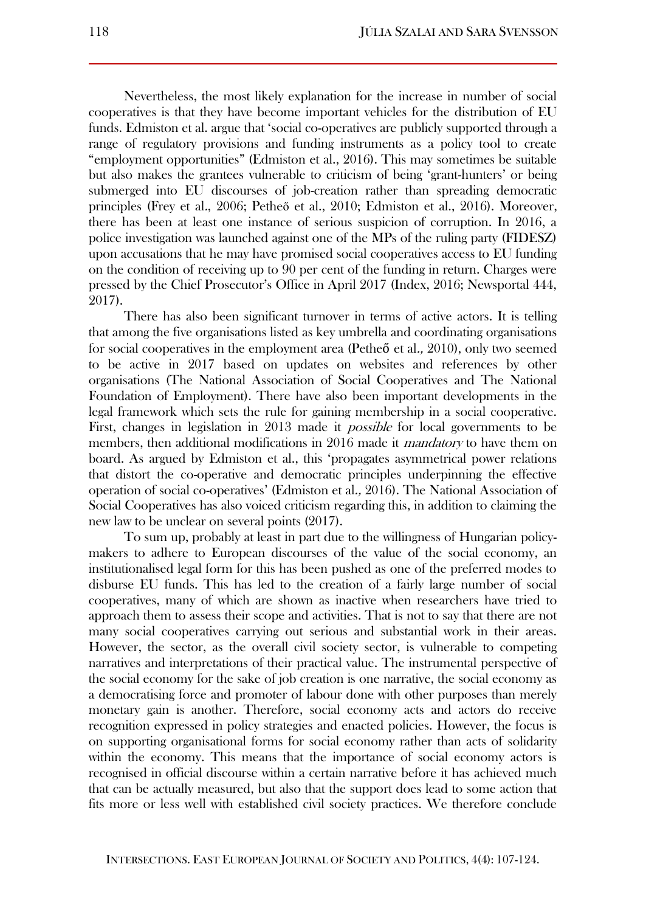Nevertheless, the most likely explanation for the increase in number of social cooperatives is that they have become important vehicles for the distribution of EU funds. Edmiston et al. argue that 'social co-operatives are publicly supported through a range of regulatory provisions and funding instruments as a policy tool to create "employment opportunities" (Edmiston et al., 2016). This may sometimes be suitable but also makes the grantees vulnerable to criticism of being 'grant-hunters' or being submerged into EU discourses of job-creation rather than spreading democratic principles (Frey et al., 2006; Petheő et al., 2010; Edmiston et al., 2016). Moreover, there has been at least one instance of serious suspicion of corruption. In 2016, a police investigation was launched against one of the MPs of the ruling party (FIDESZ) upon accusations that he may have promised social cooperatives access to EU funding on the condition of receiving up to 90 per cent of the funding in return. Charges were pressed by the Chief Prosecutor's Office in April 2017 (Index, 2016; Newsportal 444, 2017).

There has also been significant turnover in terms of active actors. It is telling that among the five organisations listed as key umbrella and coordinating organisations for social cooperatives in the employment area (Petheő et al., 2010), only two seemed to be active in 2017 based on updates on websites and references by other organisations (The National Association of Social Cooperatives and The National Foundation of Employment). There have also been important developments in the legal framework which sets the rule for gaining membership in a social cooperative. First, changes in legislation in 2013 made it *possible* for local governments to be members, then additional modifications in 2016 made it *mandatory* to have them on board. As argued by Edmiston et al., this 'propagates asymmetrical power relations that distort the co-operative and democratic principles underpinning the effective operation of social co-operatives' (Edmiston et al., 2016). The National Association of Social Cooperatives has also voiced criticism regarding this, in addition to claiming the new law to be unclear on several points (2017).

To sum up, probably at least in part due to the willingness of Hungarian policy-makers to adhere to European discourses of the value of the social economy, an institutionalised legal form for this has been pushed as one of the preferred modes to disburse EU funds. This has led to the creation of a fairly large number of social cooperatives, many of which are shown as inactive when researchers have tried to approach them to assess their scope and activities. That is not to say that there are not many social cooperatives carrying out serious and substantial work in their areas. However, the sector, as the overall civil society sector, is vulnerable to competing narratives and interpretations of their practical value. The instrumental perspective of the social economy for the sake of job creation is one narrative, the social economy as a democratising force and promoter of labour done with other purposes than merely monetary gain is another. Therefore, social economy acts and actors do receive recognition expressed in policy strategies and enacted policies. However, the focus is on supporting organisational forms for social economy rather than acts of solidarity within the economy. This means that the importance of social economy actors is recognised in official discourse within a certain narrative before it has achieved much that can be actually measured, but also that the support does lead to some action that fits more or less well with established civil society practices. We therefore conclude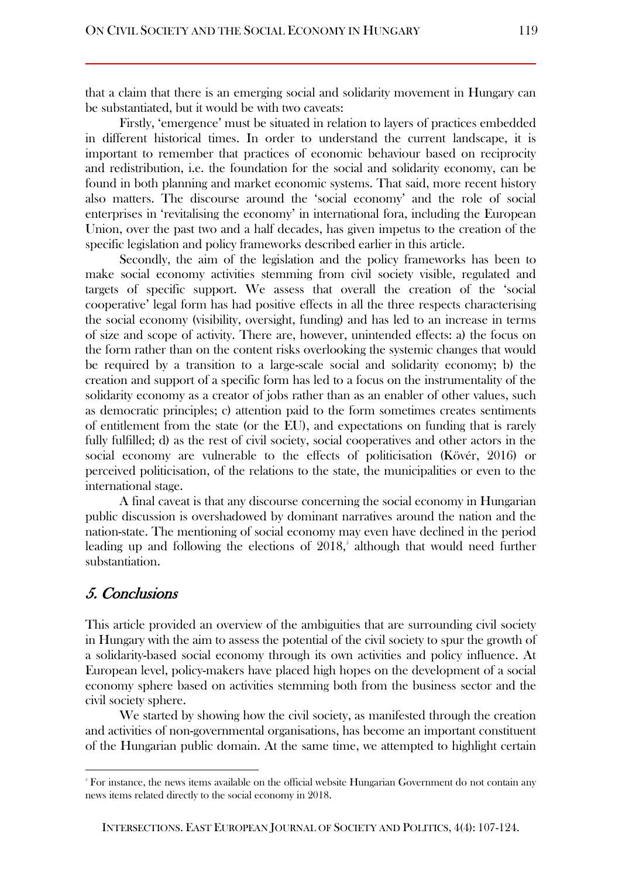that a claim that there is an emerging social and solidarity movement in Hungary can be substantiated, but it would be with two caveats:

Firstly, 'emergence' must be situated in relation to layers of practices embedded in different historical times. In order to understand the current landscape, it is important to remember that practices of economic behaviour based on reciprocity and redistribution, i.e. the foundation for the social and solidarity economy, can be found in both planning and market economic systems. That said, more recent history also matters. The discourse around the 'social economy' and the role of social enterprises in 'revitalising the economy' in international fora, including the European Union, over the past two and a half decades, has given impetus to the creation of the specific legislation and policy frameworks described earlier in this article.

Secondly, the aim of the legislation and the policy frameworks has been to make social economy activities stemming from civil society visible, regulated and targets of specific support. We assess that overall the creation of the 'social cooperative' legal form has had positive effects in all the three respects characterising the social economy (visibility, oversight, funding) and has led to an increase in terms of size and scope of activity. There are, however, unintended effects: a) the focus on the form rather than on the content risks overlooking the systemic changes that would be required by a transition to a large-scale social and solidarity economy; b) the creation and support of a specific form has led to a focus on the instrumentality of the solidarity economy as a creator of jobs rather than as an enabler of other values, such as democratic principles; c) attention paid to the form sometimes creates sentiments of entitlement from the state (or the EU), and expectations on funding that is rarely fully fulfilled; d) as the rest of civil society, social cooperatives and other actors in the social economy are vulnerable to the effects of politicisation (Kövér, 2016) or perceived politicisation, of the relations to the state, the municipalities or even to the international stage.

A final caveat is that any discourse concerning the social economy in Hungarian public discussion is overshadowed by dominant narratives around the nation and the nation-state. The mentioning of social economy may even have declined in the period leading up and following the elections of 2018,[5] although that would need further substantiation.

## 5. Conclusions

This article provided an overview of the ambiguities that are surrounding civil society in Hungary with the aim to assess the potential of the civil society to spur the growth of a solidarity-based social economy through its own activities and policy influence. At European level, policy-makers have placed high hopes on the development of a social economy sphere based on activities stemming both from the business sector and the civil society sphere.

We started by showing how the civil society, as manifested through the creation and activities of non-governmental organisations, has become an important constituent of the Hungarian public domain. At the same time, we attempted to highlight certain

[5] For instance, the news items available on the official website Hungarian Government do not contain any news items related directly to the social economy in 2018.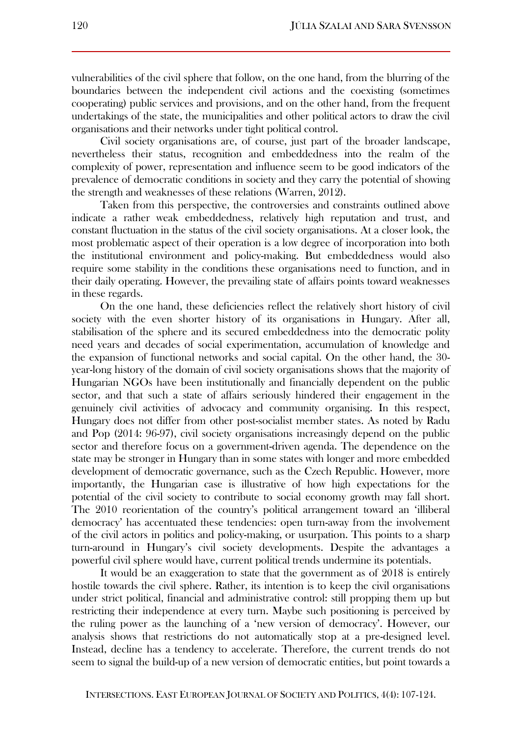vulnerabilities of the civil sphere that follow, on the one hand, from the blurring of the boundaries between the independent civil actions and the coexisting (sometimes cooperating) public services and provisions, and on the other hand, from the frequent undertakings of the state, the municipalities and other political actors to draw the civil organisations and their networks under tight political control.

Civil society organisations are, of course, just part of the broader landscape, nevertheless their status, recognition and embeddedness into the realm of the complexity of power, representation and influence seem to be good indicators of the prevalence of democratic conditions in society and they carry the potential of showing the strength and weaknesses of these relations (Warren, 2012).

Taken from this perspective, the controversies and constraints outlined above indicate a rather weak embeddedness, relatively high reputation and trust, and constant fluctuation in the status of the civil society organisations. At a closer look, the most problematic aspect of their operation is a low degree of incorporation into both the institutional environment and policy-making. But embeddedness would also require some stability in the conditions these organisations need to function, and in their daily operating. However, the prevailing state of affairs points toward weaknesses in these regards.

On the one hand, these deficiencies reflect the relatively short history of civil society with the even shorter history of its organisations in Hungary. After all, stabilisation of the sphere and its secured embeddedness into the democratic polity need years and decades of social experimentation, accumulation of knowledge and the expansion of functional networks and social capital. On the other hand, the 30-year-long history of the domain of civil society organisations shows that the majority of Hungarian NGOs have been institutionally and financially dependent on the public sector, and that such a state of affairs seriously hindered their engagement in the genuinely civil activities of advocacy and community organising. In this respect, Hungary does not differ from other post-socialist member states. As noted by Radu and Pop (2014: 96-97), civil society organisations increasingly depend on the public sector and therefore focus on a government-driven agenda. The dependence on the state may be stronger in Hungary than in some states with longer and more embedded development of democratic governance, such as the Czech Republic. However, more importantly, the Hungarian case is illustrative of how high expectations for the potential of the civil society to contribute to social economy growth may fall short. The 2010 reorientation of the country's political arrangement toward an 'illiberal democracy' has accentuated these tendencies: open turn-away from the involvement of the civil actors in politics and policy-making, or usurpation. This points to a sharp turn-around in Hungary's civil society developments. Despite the advantages a powerful civil sphere would have, current political trends undermine its potentials.

It would be an exaggeration to state that the government as of 2018 is entirely hostile towards the civil sphere. Rather, its intention is to keep the civil organisations under strict political, financial and administrative control: still propping them up but restricting their independence at every turn. Maybe such positioning is perceived by the ruling power as the launching of a 'new version of democracy'. However, our analysis shows that restrictions do not automatically stop at a pre-designed level. Instead, decline has a tendency to accelerate. Therefore, the current trends do not seem to signal the build-up of a new version of democratic entities, but point towards a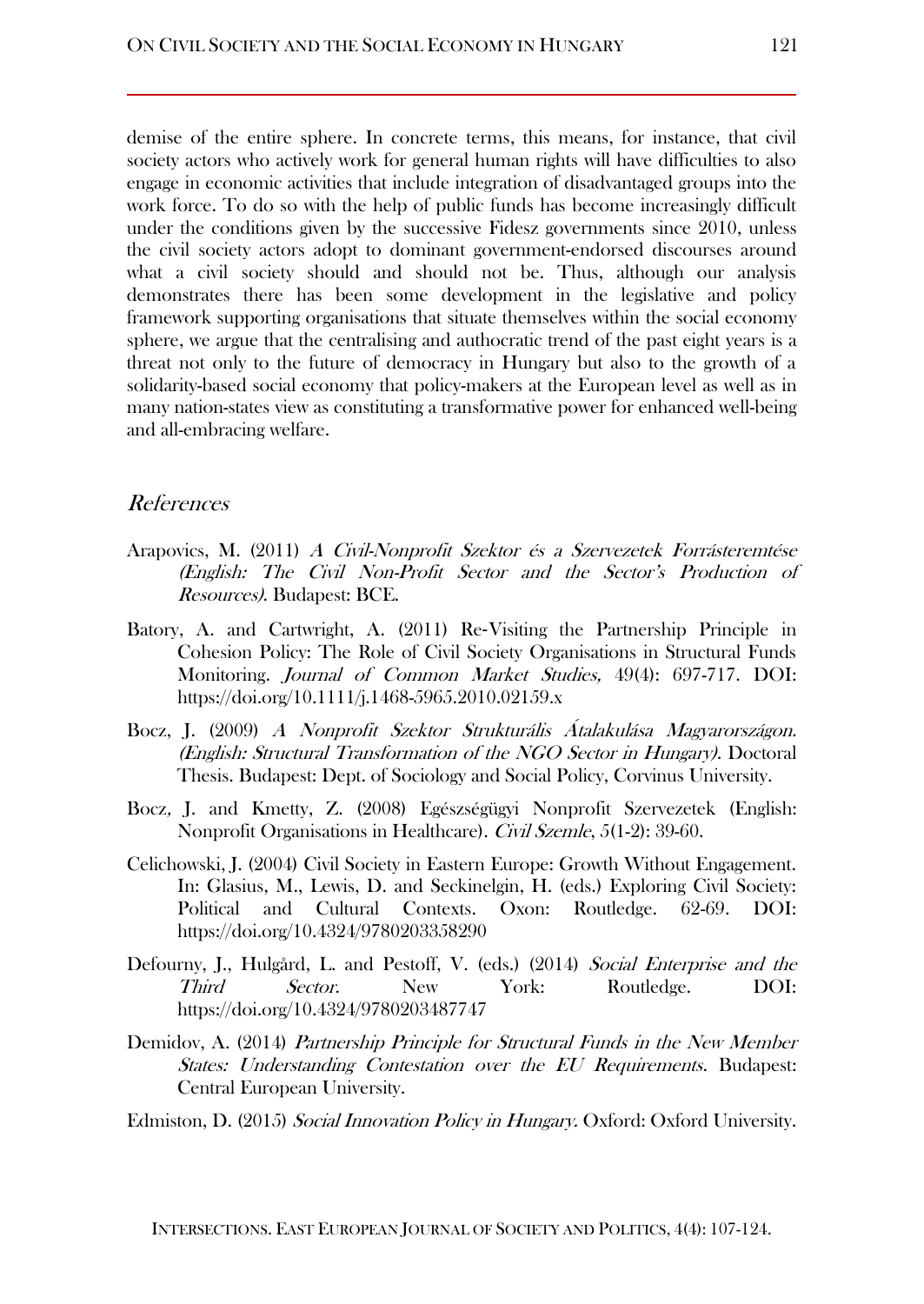demise of the entire sphere. In concrete terms, this means, for instance, that civil society actors who actively work for general human rights will have difficulties to also engage in economic activities that include integration of disadvantaged groups into the work force. To do so with the help of public funds has become increasingly difficult under the conditions given by the successive Fidesz governments since 2010, unless the civil society actors adopt to dominant government-endorsed discourses around what a civil society should and should not be. Thus, although our analysis demonstrates there has been some development in the legislative and policy framework supporting organisations that situate themselves within the social economy sphere, we argue that the centralising and authocratic trend of the past eight years is a threat not only to the future of democracy in Hungary but also to the growth of a solidarity-based social economy that policy-makers at the European level as well as in many nation-states view as constituting a transformative power for enhanced well-being and all-embracing welfare.

## *References*

Arapovics, M. (2011) *A Civil-Nonprofit Szektor és a Szervezetek Forrásteremtése (English: The Civil Non-Profit Sector and the Sector's Production of Resources)*. Budapest: BCE.

Batory, A. and Cartwright, A. (2011) Re-Visiting the Partnership Principle in Cohesion Policy: The Role of Civil Society Organisations in Structural Funds Monitoring. *Journal of Common Market Studies,* 49(4): 697-717. DOI: https://doi.org/10.1111/j.1468-5965.2010.02159.x

Bocz, J. (2009) *A Nonprofit Szektor Strukturális Átalakulása Magyarországon. (English: Structural Transformation of the NGO Sector in Hungary)*. Doctoral Thesis. Budapest: Dept. of Sociology and Social Policy, Corvinus University.

Bocz, J. and Kmetty, Z. (2008) Egészségügyi Nonprofit Szervezetek (English: Nonprofit Organisations in Healthcare). *Civil Szemle*, 5(1-2): 39-60.

Celichowski, J. (2004) Civil Society in Eastern Europe: Growth Without Engagement. In: Glasius, M., Lewis, D. and Seckinelgin, H. (eds.) Exploring Civil Society: Political and Cultural Contexts. Oxon: Routledge. 62-69. DOI: https://doi.org/10.4324/9780203358290

Defourny, J., Hulgård, L. and Pestoff, V. (eds.) (2014) *Social Enterprise and the Third Sector*. New York: Routledge. DOI: https://doi.org/10.4324/9780203487747

Demidov, A. (2014) *Partnership Principle for Structural Funds in the New Member States: Understanding Contestation over the EU Requirements*. Budapest: Central European University.

Edmiston, D. (2015) *Social Innovation Policy in Hungary.* Oxford: Oxford University.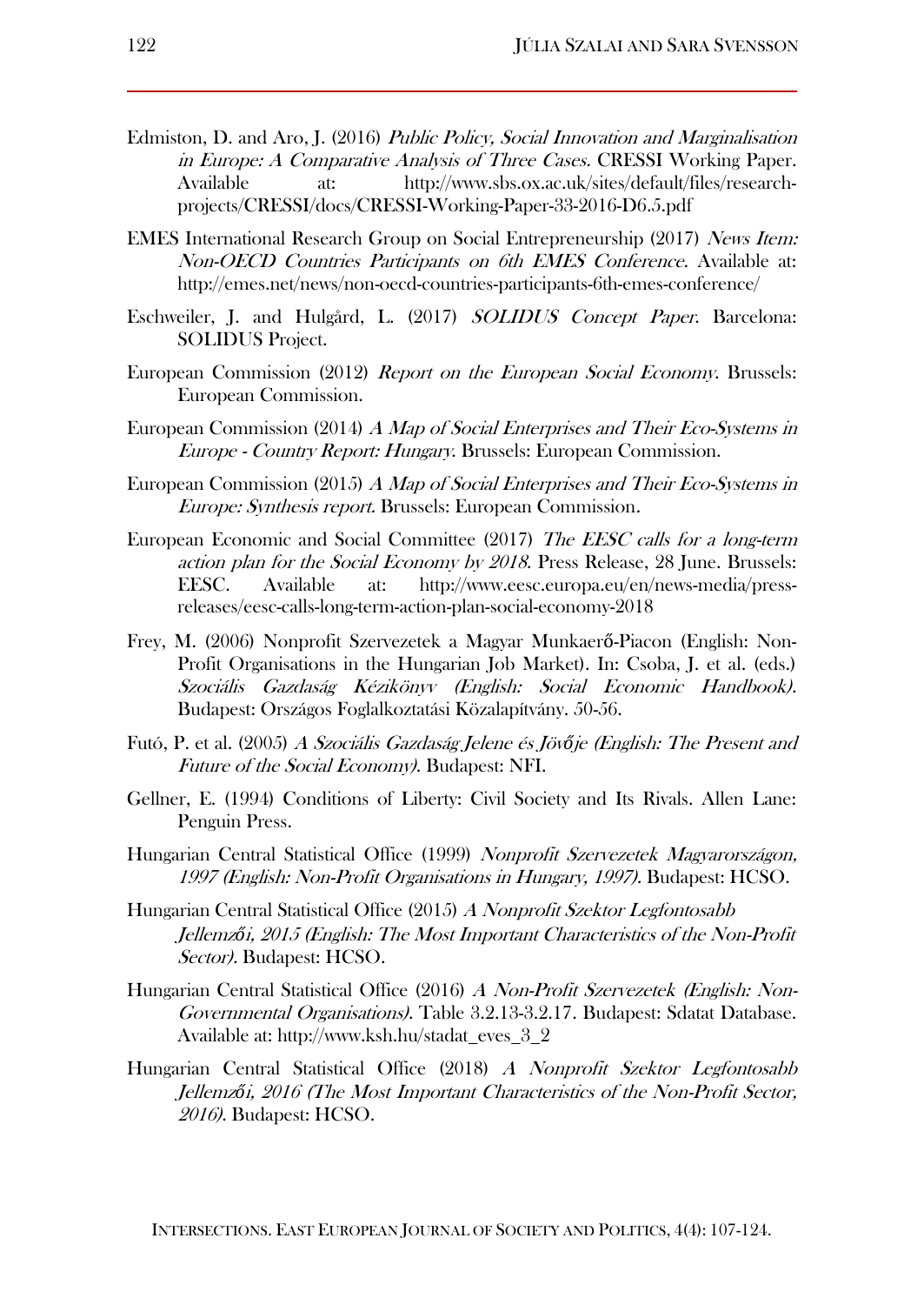Edmiston, D. and Aro, J. (2016) *Public Policy, Social Innovation and Marginalisation in Europe: A Comparative Analysis of Three Cases.* CRESSI Working Paper. Available at: http://www.sbs.ox.ac.uk/sites/default/files/research-projects/CRESSI/docs/CRESSI-Working-Paper-33-2016-D6.5.pdf

EMES International Research Group on Social Entrepreneurship (2017) *News Item: Non-OECD Countries Participants on 6th EMES Conference*. Available at: http://emes.net/news/non-oecd-countries-participants-6th-emes-conference/

Eschweiler, J. and Hulgård, L. (2017) *SOLIDUS Concept Paper*. Barcelona: SOLIDUS Project.

European Commission (2012) *Report on the European Social Economy*. Brussels: European Commission.

European Commission (2014) *A Map of Social Enterprises and Their Eco-Systems in Europe - Country Report: Hungary*. Brussels: European Commission.

European Commission (2015) *A Map of Social Enterprises and Their Eco-Systems in Europe: Synthesis report.* Brussels: European Commission.

European Economic and Social Committee (2017) *The EESC calls for a long-term action plan for the Social Economy by 2018.* Press Release, 28 June. Brussels: EESC. Available at: http://www.eesc.europa.eu/en/news-media/press-releases/eesc-calls-long-term-action-plan-social-economy-2018

Frey, M. (2006) Nonprofit Szervezetek a Magyar Munkaerő-Piacon (English: Non-Profit Organisations in the Hungarian Job Market). In: Csoba, J. et al. (eds.) *Szociális Gazdaság Kézikönyv (English: Social Economic Handbook)*. Budapest: Országos Foglalkoztatási Közalapítvány. 50-56.

Futó, P. et al. (2005) *A Szociális Gazdaság Jelene és Jövője (English: The Present and Future of the Social Economy)*. Budapest: NFI.

Gellner, E. (1994) Conditions of Liberty: Civil Society and Its Rivals. Allen Lane: Penguin Press.

Hungarian Central Statistical Office (1999) *Nonprofit Szervezetek Magyarországon, 1997 (English: Non-Profit Organisations in Hungary, 1997).* Budapest: HCSO.

Hungarian Central Statistical Office (2015) *A Nonprofit Szektor Legfontosabb Jellemzői, 2015 (English: The Most Important Characteristics of the Non-Profit Sector).* Budapest: HCSO.

Hungarian Central Statistical Office (2016) *A Non-Profit Szervezetek (English: Non-Governmental Organisations)*. Table 3.2.13-3.2.17. Budapest: Sdatat Database. Available at: http://www.ksh.hu/stadat_eves_3_2

Hungarian Central Statistical Office (2018) *A Nonprofit Szektor Legfontosabb Jellemzői, 2016 (The Most Important Characteristics of the Non-Profit Sector, 2016)*. Budapest: HCSO.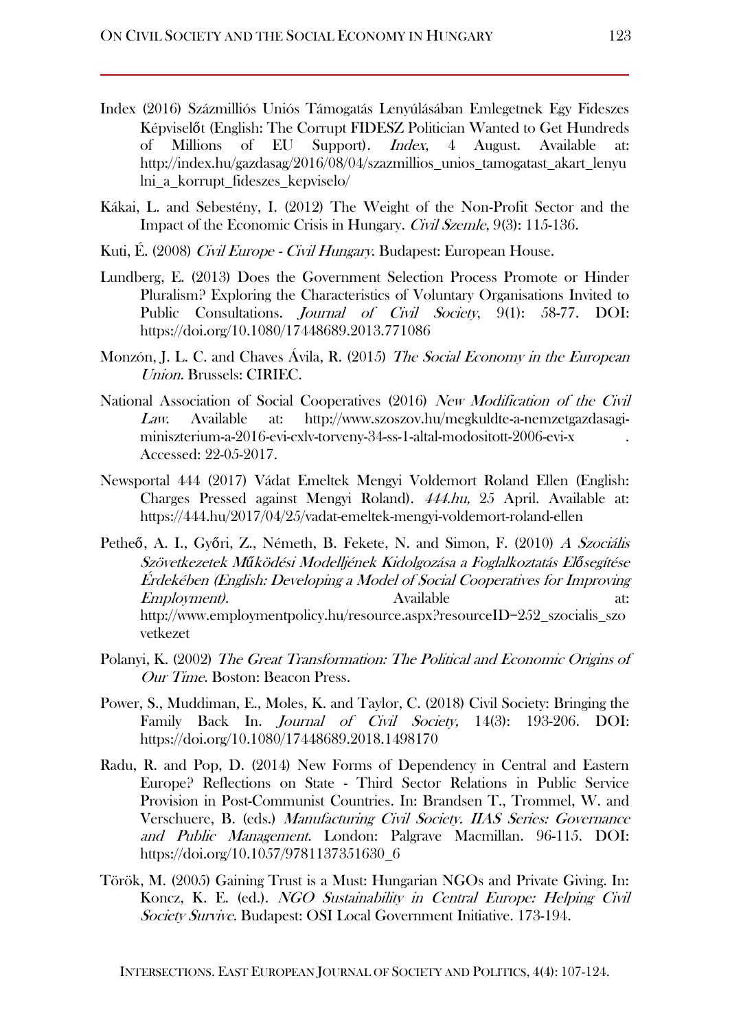Index (2016) Százmilliós Uniós Támogatás Lenyúlásában Emlegetnek Egy Fideszes Képviselőt (English: The Corrupt FIDESZ Politician Wanted to Get Hundreds of Millions of EU Support). *Index*, 4 August. Available at: http://index.hu/gazdasag/2016/08/04/szazmillios_unios_tamogatast_akart_lenyulni_a_korrupt_fideszes_kepviselo/

Kákai, L. and Sebestény, I. (2012) The Weight of the Non-Profit Sector and the Impact of the Economic Crisis in Hungary. *Civil Szemle*, 9(3): 115-136.

Kuti, É. (2008) *Civil Europe - Civil Hungary*. Budapest: European House.

Lundberg, E. (2013) Does the Government Selection Process Promote or Hinder Pluralism? Exploring the Characteristics of Voluntary Organisations Invited to Public Consultations. *Journal of Civil Society*, 9(1): 58-77. DOI: https://doi.org/10.1080/17448689.2013.771086

Monzón, J. L. C. and Chaves Ávila, R. (2015) *The Social Economy in the European Union*. Brussels: CIRIEC.

National Association of Social Cooperatives (2016) *New Modification of the Civil Law*. Available at: http://www.szoszov.hu/megkuldte-a-nemzetgazdasagi-miniszterium-a-2016-evi-cxlv-torveny-34-ss-1-altal-modositott-2006-evi-x . Accessed: 22-05-2017.

Newsportal 444 (2017) Vádat Emeltek Mengyi Voldemort Roland Ellen (English: Charges Pressed against Mengyi Roland). *444.hu*, 25 April. Available at: https://444.hu/2017/04/25/vadat-emeltek-mengyi-voldemort-roland-ellen

Petheő, A. I., Győri, Z., Németh, B. Fekete, N. and Simon, F. (2010) *A Szociális Szövetkezetek Működési Modelljének Kidolgozása a Foglalkoztatás Elősegítése Érdekében (English: Developing a Model of Social Cooperatives for Improving Employment).* Available at: http://www.employmentpolicy.hu/resource.aspx?resourceID=252_szocialis_szovetkezet

Polanyi, K. (2002) *The Great Transformation: The Political and Economic Origins of Our Time*. Boston: Beacon Press.

Power, S., Muddiman, E., Moles, K. and Taylor, C. (2018) Civil Society: Bringing the Family Back In. *Journal of Civil Society,* 14(3): 193-206. DOI: https://doi.org/10.1080/17448689.2018.1498170

Radu, R. and Pop, D. (2014) New Forms of Dependency in Central and Eastern Europe? Reflections on State - Third Sector Relations in Public Service Provision in Post-Communist Countries. In: Brandsen T., Trommel, W. and Verschuere, B. (eds.) *Manufacturing Civil Society. IIAS Series: Governance and Public Management*. London: Palgrave Macmillan. 96-115. DOI: https://doi.org/10.1057/9781137351630_6

Török, M. (2005) Gaining Trust is a Must: Hungarian NGOs and Private Giving. In: Koncz, K. E. (ed.). *NGO Sustainability in Central Europe: Helping Civil Society Survive.* Budapest: OSI Local Government Initiative. 173-194.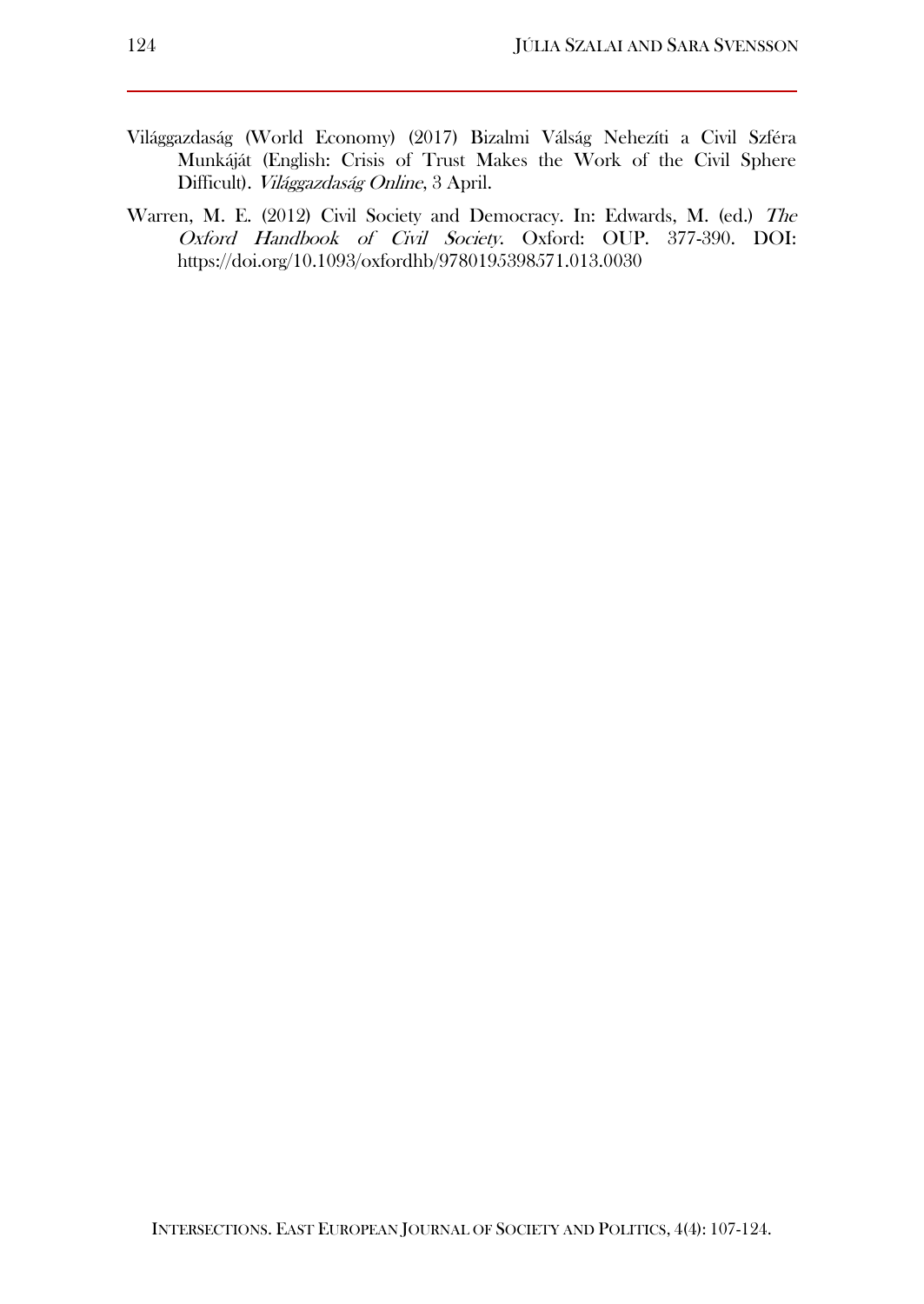Világgazdaság (World Economy) (2017) Bizalmi Válság Nehezíti a Civil Szféra Munkáját (English: Crisis of Trust Makes the Work of the Civil Sphere Difficult). *Világgazdaság Online*, 3 April.

Warren, M. E. (2012) Civil Society and Democracy. In: Edwards, M. (ed.) *The Oxford Handbook of Civil Society*. Oxford: OUP. 377-390. DOI: https://doi.org/10.1093/oxfordhb/9780195398571.013.0030